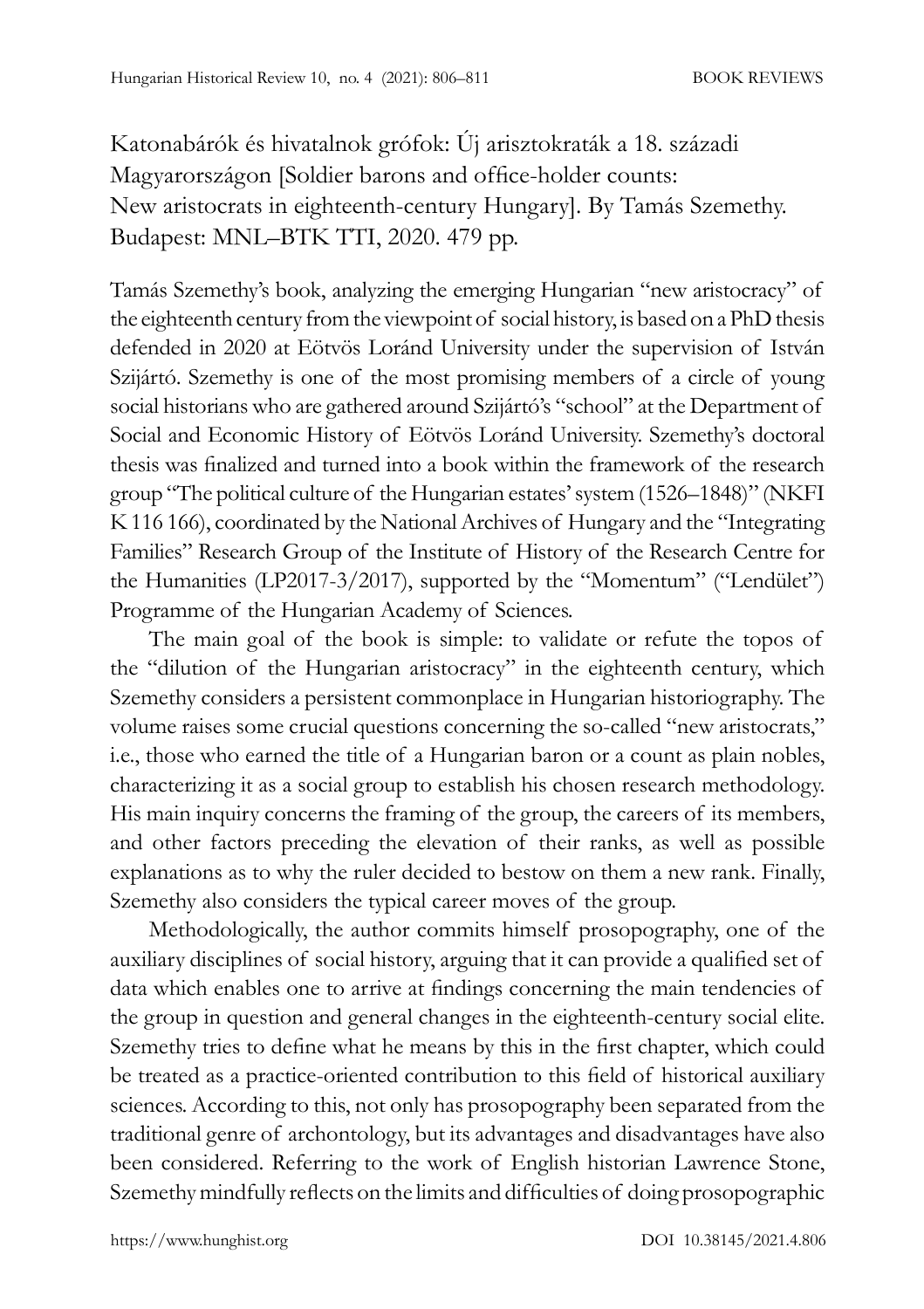Katonabárók és hivatalnok grófok: Új arisztokraták a 18. századi Magyarországon [Soldier barons and office-holder counts: New aristocrats in eighteenth-century Hungary]. By Tamás Szemethy. Budapest: MNL–BTK TTI, 2020. 479 pp.

Tamás Szemethy's book, analyzing the emerging Hungarian "new aristocracy" of the eighteenth century from the viewpoint of social history, is based on a PhD thesis defended in 2020 at Eötvös Loránd University under the supervision of István Szijártó. Szemethy is one of the most promising members of a circle of young social historians who are gathered around Szijártó's "school" at the Department of Social and Economic History of Eötvös Loránd University. Szemethy's doctoral thesis was finalized and turned into a book within the framework of the research group "The political culture of the Hungarian estates' system (1526–1848)" (NKFI K 116 166), coordinated by the National Archives of Hungary and the "Integrating Families" Research Group of the Institute of History of the Research Centre for the Humanities (LP2017-3/2017), supported by the "Momentum" ("Lendület") Programme of the Hungarian Academy of Sciences.

The main goal of the book is simple: to validate or refute the topos of the "dilution of the Hungarian aristocracy" in the eighteenth century, which Szemethy considers a persistent commonplace in Hungarian historiography. The volume raises some crucial questions concerning the so-called "new aristocrats," i.e., those who earned the title of a Hungarian baron or a count as plain nobles, characterizing it as a social group to establish his chosen research methodology. His main inquiry concerns the framing of the group, the careers of its members, and other factors preceding the elevation of their ranks, as well as possible explanations as to why the ruler decided to bestow on them a new rank. Finally, Szemethy also considers the typical career moves of the group.

Methodologically, the author commits himself prosopography, one of the auxiliary disciplines of social history, arguing that it can provide a qualified set of data which enables one to arrive at findings concerning the main tendencies of the group in question and general changes in the eighteenth-century social elite. Szemethy tries to define what he means by this in the first chapter, which could be treated as a practice-oriented contribution to this field of historical auxiliary sciences. According to this, not only has prosopography been separated from the traditional genre of archontology, but its advantages and disadvantages have also been considered. Referring to the work of English historian Lawrence Stone, Szemethy mindfully reflects on the limits and difficulties of doing prosopographic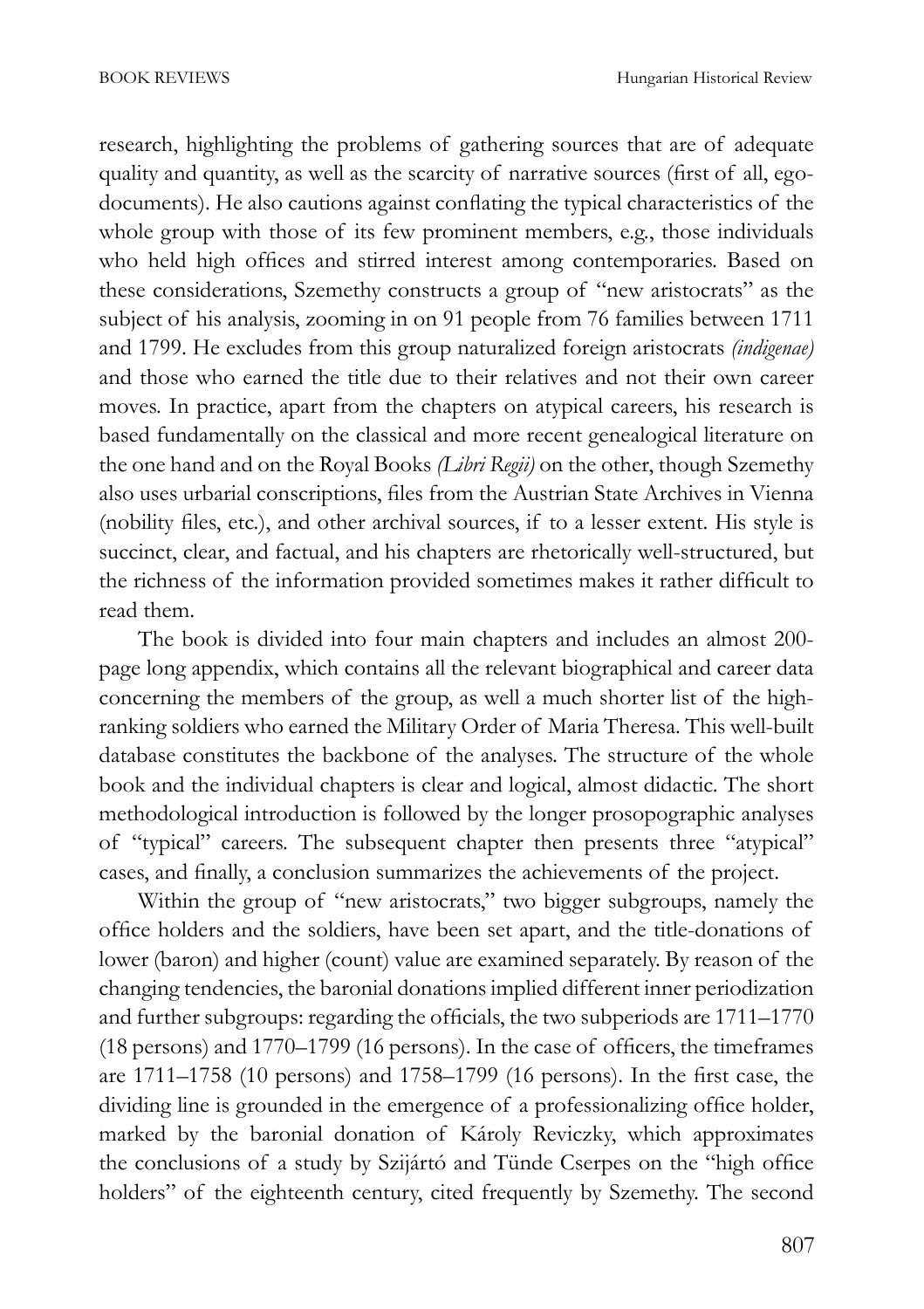research, highlighting the problems of gathering sources that are of adequate quality and quantity, as well as the scarcity of narrative sources (first of all, ego-documents). He also cautions against conflating the typical characteristics of the whole group with those of its few prominent members, e.g., those individuals who held high offices and stirred interest among contemporaries. Based on these considerations, Szemethy constructs a group of "new aristocrats" as the subject of his analysis, zooming in on 91 people from 76 families between 1711 and 1799. He excludes from this group naturalized foreign aristocrats *(indigenae)* and those who earned the title due to their relatives and not their own career moves. In practice, apart from the chapters on atypical careers, his research is based fundamentally on the classical and more recent genealogical literature on the one hand and on the Royal Books *(Libri Regii)* on the other, though Szemethy also uses urbarial conscriptions, files from the Austrian State Archives in Vienna (nobility files, etc.), and other archival sources, if to a lesser extent. His style is succinct, clear, and factual, and his chapters are rhetorically well-structured, but the richness of the information provided sometimes makes it rather difficult to read them.

The book is divided into four main chapters and includes an almost 200-page long appendix, which contains all the relevant biographical and career data concerning the members of the group, as well a much shorter list of the high-ranking soldiers who earned the Military Order of Maria Theresa. This well-built database constitutes the backbone of the analyses. The structure of the whole book and the individual chapters is clear and logical, almost didactic. The short methodological introduction is followed by the longer prosopographic analyses of "typical" careers. The subsequent chapter then presents three "atypical" cases, and finally, a conclusion summarizes the achievements of the project.

Within the group of "new aristocrats," two bigger subgroups, namely the office holders and the soldiers, have been set apart, and the title-donations of lower (baron) and higher (count) value are examined separately. By reason of the changing tendencies, the baronial donations implied different inner periodization and further subgroups: regarding the officials, the two subperiods are 1711–1770 (18 persons) and 1770–1799 (16 persons). In the case of officers, the timeframes are 1711–1758 (10 persons) and 1758–1799 (16 persons). In the first case, the dividing line is grounded in the emergence of a professionalizing office holder, marked by the baronial donation of Károly Reviczky, which approximates the conclusions of a study by Szijártó and Tünde Cserpes on the "high office holders" of the eighteenth century, cited frequently by Szemethy. The second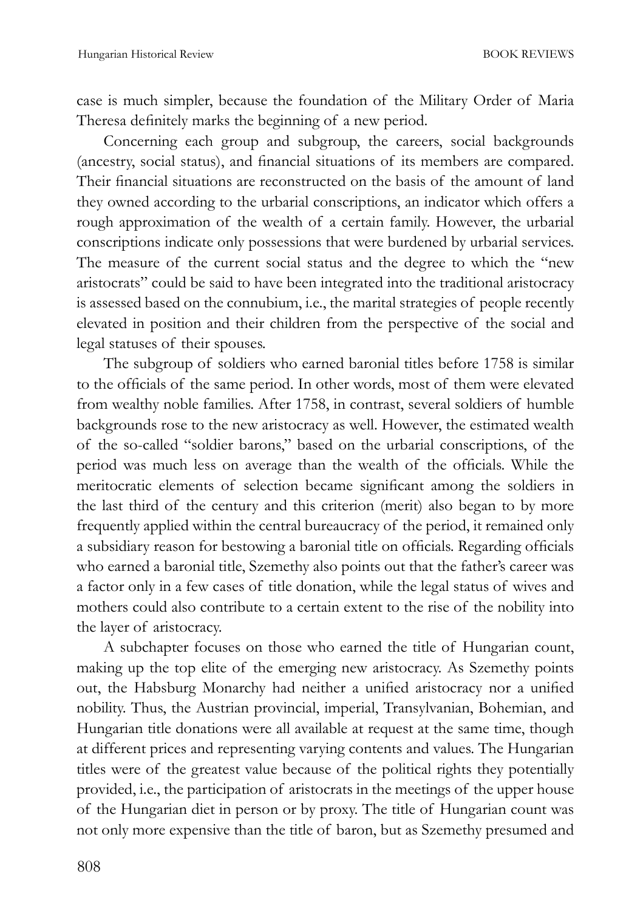case is much simpler, because the foundation of the Military Order of Maria Theresa definitely marks the beginning of a new period.

Concerning each group and subgroup, the careers, social backgrounds (ancestry, social status), and financial situations of its members are compared. Their financial situations are reconstructed on the basis of the amount of land they owned according to the urbarial conscriptions, an indicator which offers a rough approximation of the wealth of a certain family. However, the urbarial conscriptions indicate only possessions that were burdened by urbarial services. The measure of the current social status and the degree to which the "new aristocrats" could be said to have been integrated into the traditional aristocracy is assessed based on the connubium, i.e., the marital strategies of people recently elevated in position and their children from the perspective of the social and legal statuses of their spouses.

The subgroup of soldiers who earned baronial titles before 1758 is similar to the officials of the same period. In other words, most of them were elevated from wealthy noble families. After 1758, in contrast, several soldiers of humble backgrounds rose to the new aristocracy as well. However, the estimated wealth of the so-called "soldier barons," based on the urbarial conscriptions, of the period was much less on average than the wealth of the officials. While the meritocratic elements of selection became significant among the soldiers in the last third of the century and this criterion (merit) also began to by more frequently applied within the central bureaucracy of the period, it remained only a subsidiary reason for bestowing a baronial title on officials. Regarding officials who earned a baronial title, Szemethy also points out that the father's career was a factor only in a few cases of title donation, while the legal status of wives and mothers could also contribute to a certain extent to the rise of the nobility into the layer of aristocracy.

A subchapter focuses on those who earned the title of Hungarian count, making up the top elite of the emerging new aristocracy. As Szemethy points out, the Habsburg Monarchy had neither a unified aristocracy nor a unified nobility. Thus, the Austrian provincial, imperial, Transylvanian, Bohemian, and Hungarian title donations were all available at request at the same time, though at different prices and representing varying contents and values. The Hungarian titles were of the greatest value because of the political rights they potentially provided, i.e., the participation of aristocrats in the meetings of the upper house of the Hungarian diet in person or by proxy. The title of Hungarian count was not only more expensive than the title of baron, but as Szemethy presumed and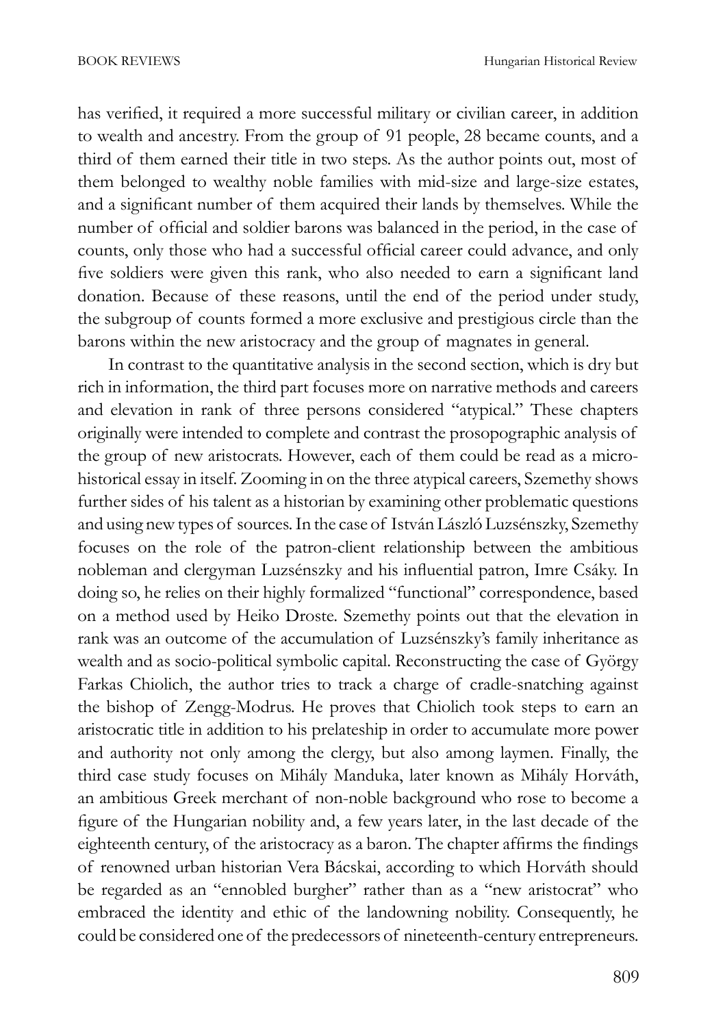has verified, it required a more successful military or civilian career, in addition to wealth and ancestry. From the group of 91 people, 28 became counts, and a third of them earned their title in two steps. As the author points out, most of them belonged to wealthy noble families with mid-size and large-size estates, and a significant number of them acquired their lands by themselves. While the number of official and soldier barons was balanced in the period, in the case of counts, only those who had a successful official career could advance, and only five soldiers were given this rank, who also needed to earn a significant land donation. Because of these reasons, until the end of the period under study, the subgroup of counts formed a more exclusive and prestigious circle than the barons within the new aristocracy and the group of magnates in general.

In contrast to the quantitative analysis in the second section, which is dry but rich in information, the third part focuses more on narrative methods and careers and elevation in rank of three persons considered "atypical." These chapters originally were intended to complete and contrast the prosopographic analysis of the group of new aristocrats. However, each of them could be read as a micro-historical essay in itself. Zooming in on the three atypical careers, Szemethy shows further sides of his talent as a historian by examining other problematic questions and using new types of sources. In the case of István László Luzsénszky, Szemethy focuses on the role of the patron-client relationship between the ambitious nobleman and clergyman Luzsénszky and his influential patron, Imre Csáky. In doing so, he relies on their highly formalized "functional" correspondence, based on a method used by Heiko Droste. Szemethy points out that the elevation in rank was an outcome of the accumulation of Luzsénszky's family inheritance as wealth and as socio-political symbolic capital. Reconstructing the case of György Farkas Chiolich, the author tries to track a charge of cradle-snatching against the bishop of Zengg-Modrus. He proves that Chiolich took steps to earn an aristocratic title in addition to his prelateship in order to accumulate more power and authority not only among the clergy, but also among laymen. Finally, the third case study focuses on Mihály Manduka, later known as Mihály Horváth, an ambitious Greek merchant of non-noble background who rose to become a figure of the Hungarian nobility and, a few years later, in the last decade of the eighteenth century, of the aristocracy as a baron. The chapter affirms the findings of renowned urban historian Vera Bácskai, according to which Horváth should be regarded as an "ennobled burgher" rather than as a "new aristocrat" who embraced the identity and ethic of the landowning nobility. Consequently, he could be considered one of the predecessors of nineteenth-century entrepreneurs.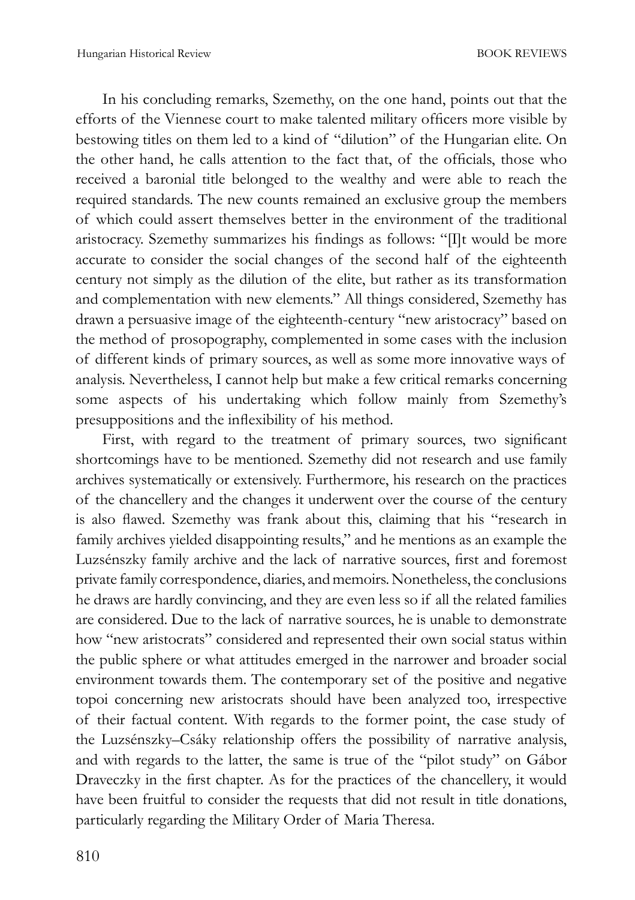In his concluding remarks, Szemethy, on the one hand, points out that the efforts of the Viennese court to make talented military officers more visible by bestowing titles on them led to a kind of "dilution" of the Hungarian elite. On the other hand, he calls attention to the fact that, of the officials, those who received a baronial title belonged to the wealthy and were able to reach the required standards. The new counts remained an exclusive group the members of which could assert themselves better in the environment of the traditional aristocracy. Szemethy summarizes his findings as follows: "[I]t would be more accurate to consider the social changes of the second half of the eighteenth century not simply as the dilution of the elite, but rather as its transformation and complementation with new elements." All things considered, Szemethy has drawn a persuasive image of the eighteenth-century "new aristocracy" based on the method of prosopography, complemented in some cases with the inclusion of different kinds of primary sources, as well as some more innovative ways of analysis. Nevertheless, I cannot help but make a few critical remarks concerning some aspects of his undertaking which follow mainly from Szemethy's presuppositions and the inflexibility of his method.

First, with regard to the treatment of primary sources, two significant shortcomings have to be mentioned. Szemethy did not research and use family archives systematically or extensively. Furthermore, his research on the practices of the chancellery and the changes it underwent over the course of the century is also flawed. Szemethy was frank about this, claiming that his "research in family archives yielded disappointing results," and he mentions as an example the Luzsénszky family archive and the lack of narrative sources, first and foremost private family correspondence, diaries, and memoirs. Nonetheless, the conclusions he draws are hardly convincing, and they are even less so if all the related families are considered. Due to the lack of narrative sources, he is unable to demonstrate how "new aristocrats" considered and represented their own social status within the public sphere or what attitudes emerged in the narrower and broader social environment towards them. The contemporary set of the positive and negative topoi concerning new aristocrats should have been analyzed too, irrespective of their factual content. With regards to the former point, the case study of the Luzsénszky–Csáky relationship offers the possibility of narrative analysis, and with regards to the latter, the same is true of the "pilot study" on Gábor Draveczky in the first chapter. As for the practices of the chancellery, it would have been fruitful to consider the requests that did not result in title donations, particularly regarding the Military Order of Maria Theresa.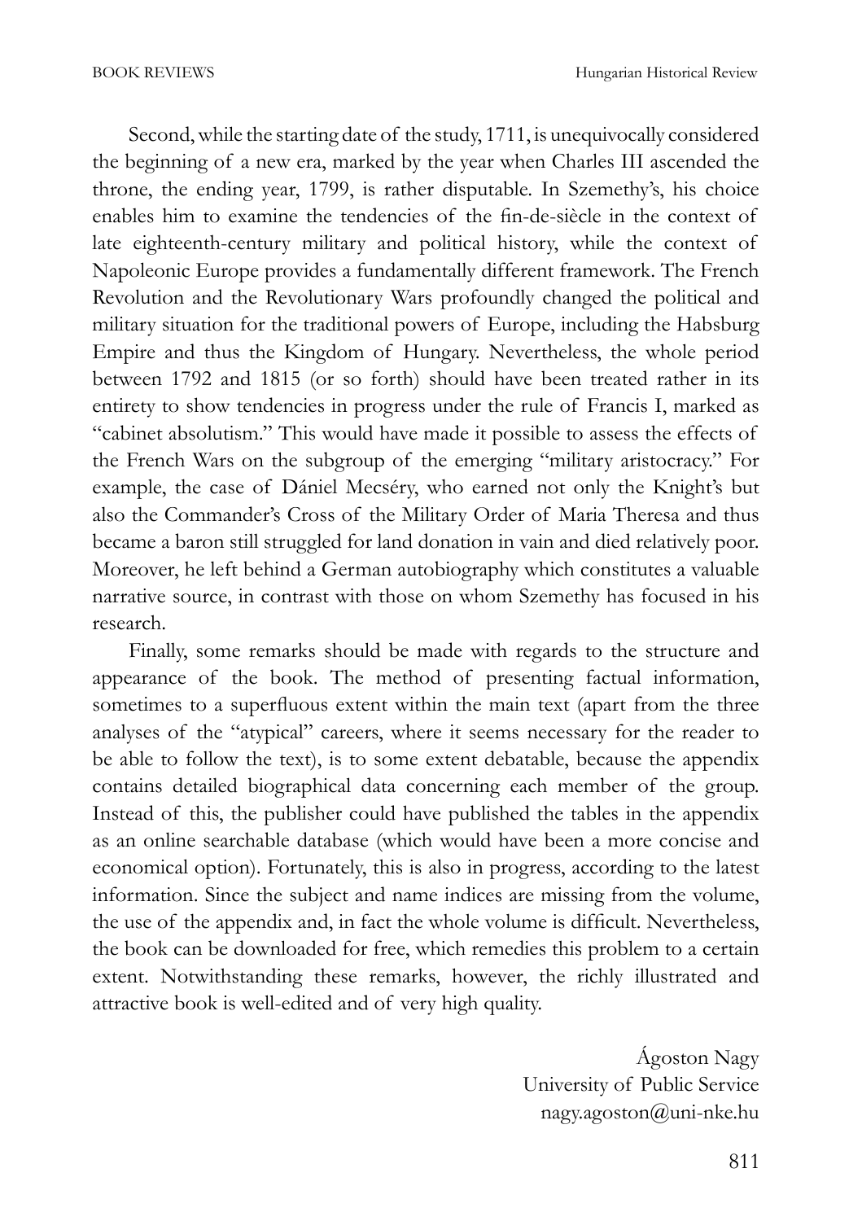Second, while the starting date of the study, 1711, is unequivocally considered the beginning of a new era, marked by the year when Charles III ascended the throne, the ending year, 1799, is rather disputable. In Szemethy's, his choice enables him to examine the tendencies of the fin-de-siècle in the context of late eighteenth-century military and political history, while the context of Napoleonic Europe provides a fundamentally different framework. The French Revolution and the Revolutionary Wars profoundly changed the political and military situation for the traditional powers of Europe, including the Habsburg Empire and thus the Kingdom of Hungary. Nevertheless, the whole period between 1792 and 1815 (or so forth) should have been treated rather in its entirety to show tendencies in progress under the rule of Francis I, marked as "cabinet absolutism." This would have made it possible to assess the effects of the French Wars on the subgroup of the emerging "military aristocracy." For example, the case of Dániel Mecséry, who earned not only the Knight's but also the Commander's Cross of the Military Order of Maria Theresa and thus became a baron still struggled for land donation in vain and died relatively poor. Moreover, he left behind a German autobiography which constitutes a valuable narrative source, in contrast with those on whom Szemethy has focused in his research.

Finally, some remarks should be made with regards to the structure and appearance of the book. The method of presenting factual information, sometimes to a superfluous extent within the main text (apart from the three analyses of the "atypical" careers, where it seems necessary for the reader to be able to follow the text), is to some extent debatable, because the appendix contains detailed biographical data concerning each member of the group. Instead of this, the publisher could have published the tables in the appendix as an online searchable database (which would have been a more concise and economical option). Fortunately, this is also in progress, according to the latest information. Since the subject and name indices are missing from the volume, the use of the appendix and, in fact the whole volume is difficult. Nevertheless, the book can be downloaded for free, which remedies this problem to a certain extent. Notwithstanding these remarks, however, the richly illustrated and attractive book is well-edited and of very high quality.

Ágoston Nagy
University of Public Service
nagy.agoston@uni-nke.hu